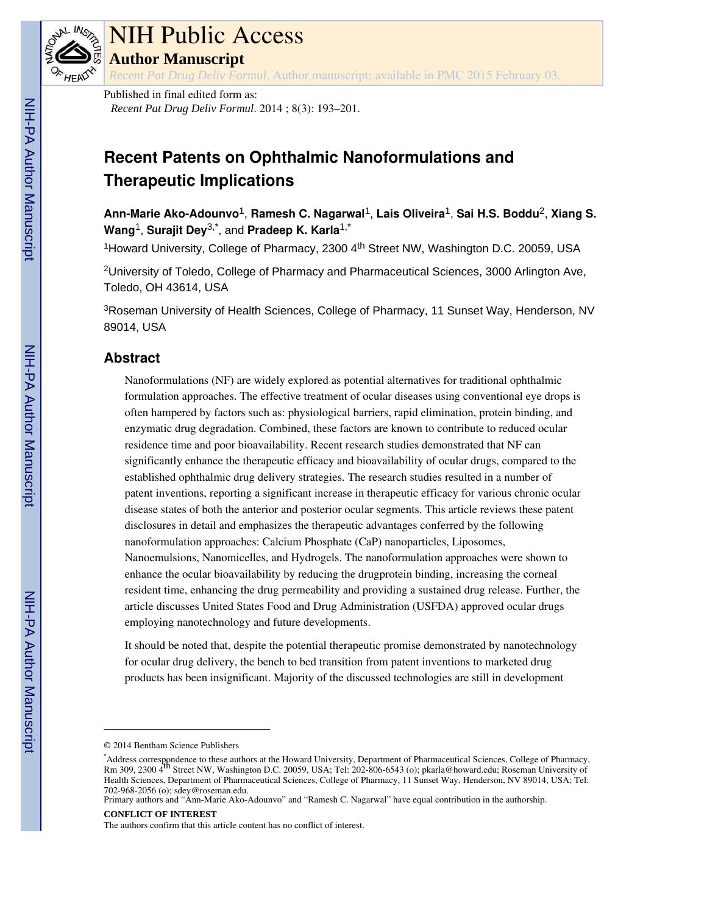# NIH Public Access

## Author Manuscript

*Recent Pat Drug Deliv Formul*. Author manuscript; available in PMC 2015 February 03.

Published in final edited form as:
*Recent Pat Drug Deliv Formul*. 2014 ; 8(3): 193–201.

# Recent Patents on Ophthalmic Nanoformulations and Therapeutic Implications

**Ann-Marie Ako-Adounvo**[1], **Ramesh C. Nagarwal**[1], **Lais Oliveira**[1], **Sai H.S. Boddu**[2], **Xiang S. Wang**[1], **Surajit Dey**[3,*], and **Pradeep K. Karla**[1,*]

[1]Howard University, College of Pharmacy, 2300 4th Street NW, Washington D.C. 20059, USA

[2]University of Toledo, College of Pharmacy and Pharmaceutical Sciences, 3000 Arlington Ave, Toledo, OH 43614, USA

[3]Roseman University of Health Sciences, College of Pharmacy, 11 Sunset Way, Henderson, NV 89014, USA

## Abstract

Nanoformulations (NF) are widely explored as potential alternatives for traditional ophthalmic formulation approaches. The effective treatment of ocular diseases using conventional eye drops is often hampered by factors such as: physiological barriers, rapid elimination, protein binding, and enzymatic drug degradation. Combined, these factors are known to contribute to reduced ocular residence time and poor bioavailability. Recent research studies demonstrated that NF can significantly enhance the therapeutic efficacy and bioavailability of ocular drugs, compared to the established ophthalmic drug delivery strategies. The research studies resulted in a number of patent inventions, reporting a significant increase in therapeutic efficacy for various chronic ocular disease states of both the anterior and posterior ocular segments. This article reviews these patent disclosures in detail and emphasizes the therapeutic advantages conferred by the following nanoformulation approaches: Calcium Phosphate (CaP) nanoparticles, Liposomes, Nanoemulsions, Nanomicelles, and Hydrogels. The nanoformulation approaches were shown to enhance the ocular bioavailability by reducing the drugprotein binding, increasing the corneal resident time, enhancing the drug permeability and providing a sustained drug release. Further, the article discusses United States Food and Drug Administration (USFDA) approved ocular drugs employing nanotechnology and future developments.

It should be noted that, despite the potential therapeutic promise demonstrated by nanotechnology for ocular drug delivery, the bench to bed transition from patent inventions to marketed drug products has been insignificant. Majority of the discussed technologies are still in development

© 2014 Bentham Science Publishers

*Address correspondence to these authors at the Howard University, Department of Pharmaceutical Sciences, College of Pharmacy, Rm 309, 2300 4th Street NW, Washington D.C. 20059, USA; Tel: 202-806-6543 (o); pkarla@howard.edu; Roseman University of Health Sciences, Department of Pharmaceutical Sciences, College of Pharmacy, 11 Sunset Way, Henderson, NV 89014, USA; Tel: 702-968-2056 (o); sdey@roseman.edu.

Primary authors and "Ann-Marie Ako-Adounvo" and "Ramesh C. Nagarwal" have equal contribution in the authorship.

**CONFLICT OF INTEREST**

The authors confirm that this article content has no conflict of interest.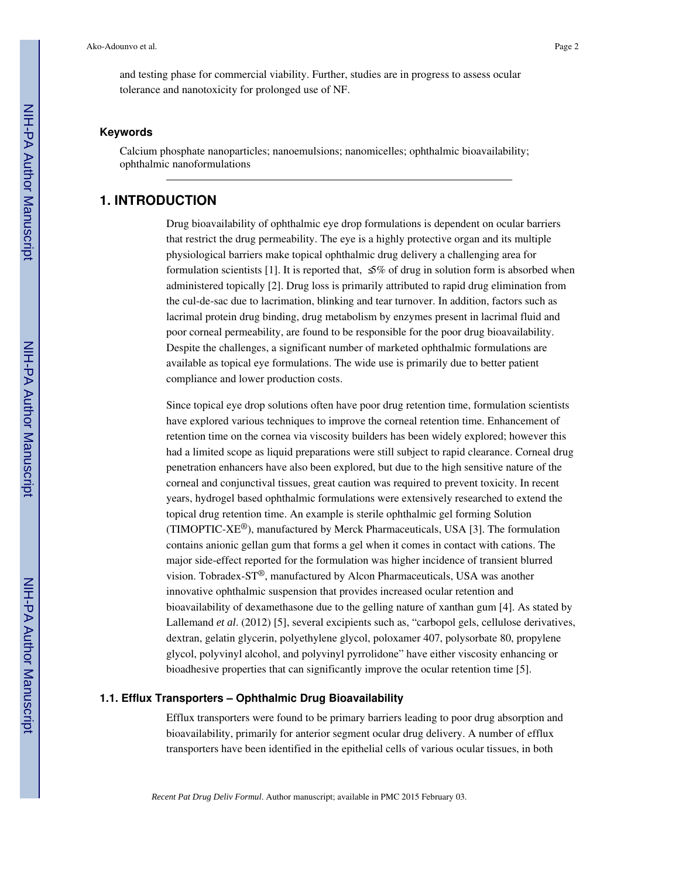and testing phase for commercial viability. Further, studies are in progress to assess ocular tolerance and nanotoxicity for prolonged use of NF.

### Keywords

Calcium phosphate nanoparticles; nanoemulsions; nanomicelles; ophthalmic bioavailability; ophthalmic nanoformulations

## 1. INTRODUCTION

Drug bioavailability of ophthalmic eye drop formulations is dependent on ocular barriers that restrict the drug permeability. The eye is a highly protective organ and its multiple physiological barriers make topical ophthalmic drug delivery a challenging area for formulation scientists [1]. It is reported that, ≤5% of drug in solution form is absorbed when administered topically [2]. Drug loss is primarily attributed to rapid drug elimination from the cul-de-sac due to lacrimation, blinking and tear turnover. In addition, factors such as lacrimal protein drug binding, drug metabolism by enzymes present in lacrimal fluid and poor corneal permeability, are found to be responsible for the poor drug bioavailability. Despite the challenges, a significant number of marketed ophthalmic formulations are available as topical eye formulations. The wide use is primarily due to better patient compliance and lower production costs.

Since topical eye drop solutions often have poor drug retention time, formulation scientists have explored various techniques to improve the corneal retention time. Enhancement of retention time on the cornea via viscosity builders has been widely explored; however this had a limited scope as liquid preparations were still subject to rapid clearance. Corneal drug penetration enhancers have also been explored, but due to the high sensitive nature of the corneal and conjunctival tissues, great caution was required to prevent toxicity. In recent years, hydrogel based ophthalmic formulations were extensively researched to extend the topical drug retention time. An example is sterile ophthalmic gel forming Solution (TIMOPTIC-XE®), manufactured by Merck Pharmaceuticals, USA [3]. The formulation contains anionic gellan gum that forms a gel when it comes in contact with cations. The major side-effect reported for the formulation was higher incidence of transient blurred vision. Tobradex-ST®, manufactured by Alcon Pharmaceuticals, USA was another innovative ophthalmic suspension that provides increased ocular retention and bioavailability of dexamethasone due to the gelling nature of xanthan gum [4]. As stated by Lallemand *et al*. (2012) [5], several excipients such as, "carbopol gels, cellulose derivatives, dextran, gelatin glycerin, polyethylene glycol, poloxamer 407, polysorbate 80, propylene glycol, polyvinyl alcohol, and polyvinyl pyrrolidone" have either viscosity enhancing or bioadhesive properties that can significantly improve the ocular retention time [5].

### 1.1. Efflux Transporters – Ophthalmic Drug Bioavailability

Efflux transporters were found to be primary barriers leading to poor drug absorption and bioavailability, primarily for anterior segment ocular drug delivery. A number of efflux transporters have been identified in the epithelial cells of various ocular tissues, in both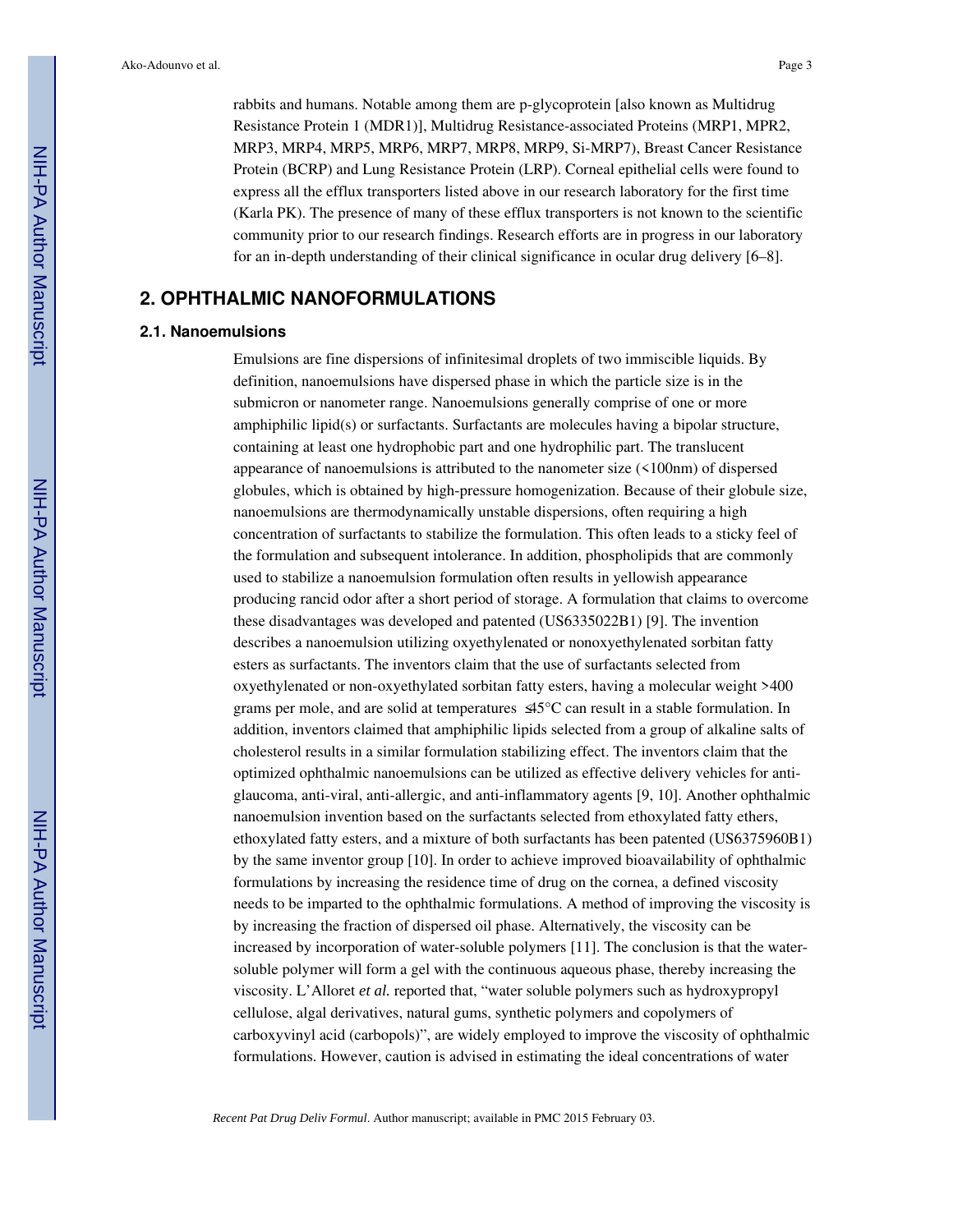rabbits and humans. Notable among them are p-glycoprotein [also known as Multidrug Resistance Protein 1 (MDR1)], Multidrug Resistance-associated Proteins (MRP1, MPR2, MRP3, MRP4, MRP5, MRP6, MRP7, MRP8, MRP9, Si-MRP7), Breast Cancer Resistance Protein (BCRP) and Lung Resistance Protein (LRP). Corneal epithelial cells were found to express all the efflux transporters listed above in our research laboratory for the first time (Karla PK). The presence of many of these efflux transporters is not known to the scientific community prior to our research findings. Research efforts are in progress in our laboratory for an in-depth understanding of their clinical significance in ocular drug delivery [6–8].

## 2. OPHTHALMIC NANOFORMULATIONS

### 2.1. Nanoemulsions

Emulsions are fine dispersions of infinitesimal droplets of two immiscible liquids. By definition, nanoemulsions have dispersed phase in which the particle size is in the submicron or nanometer range. Nanoemulsions generally comprise of one or more amphiphilic lipid(s) or surfactants. Surfactants are molecules having a bipolar structure, containing at least one hydrophobic part and one hydrophilic part. The translucent appearance of nanoemulsions is attributed to the nanometer size (<100nm) of dispersed globules, which is obtained by high-pressure homogenization. Because of their globule size, nanoemulsions are thermodynamically unstable dispersions, often requiring a high concentration of surfactants to stabilize the formulation. This often leads to a sticky feel of the formulation and subsequent intolerance. In addition, phospholipids that are commonly used to stabilize a nanoemulsion formulation often results in yellowish appearance producing rancid odor after a short period of storage. A formulation that claims to overcome these disadvantages was developed and patented (US6335022B1) [9]. The invention describes a nanoemulsion utilizing oxyethylenated or nonoxyethylenated sorbitan fatty esters as surfactants. The inventors claim that the use of surfactants selected from oxyethylenated or non-oxyethylated sorbitan fatty esters, having a molecular weight >400 grams per mole, and are solid at temperatures ≤45°C can result in a stable formulation. In addition, inventors claimed that amphiphilic lipids selected from a group of alkaline salts of cholesterol results in a similar formulation stabilizing effect. The inventors claim that the optimized ophthalmic nanoemulsions can be utilized as effective delivery vehicles for anti-glaucoma, anti-viral, anti-allergic, and anti-inflammatory agents [9, 10]. Another ophthalmic nanoemulsion invention based on the surfactants selected from ethoxylated fatty ethers, ethoxylated fatty esters, and a mixture of both surfactants has been patented (US6375960B1) by the same inventor group [10]. In order to achieve improved bioavailability of ophthalmic formulations by increasing the residence time of drug on the cornea, a defined viscosity needs to be imparted to the ophthalmic formulations. A method of improving the viscosity is by increasing the fraction of dispersed oil phase. Alternatively, the viscosity can be increased by incorporation of water-soluble polymers [11]. The conclusion is that the water-soluble polymer will form a gel with the continuous aqueous phase, thereby increasing the viscosity. L'Alloret *et al.* reported that, "water soluble polymers such as hydroxypropyl cellulose, algal derivatives, natural gums, synthetic polymers and copolymers of carboxyvinyl acid (carbopols)", are widely employed to improve the viscosity of ophthalmic formulations. However, caution is advised in estimating the ideal concentrations of water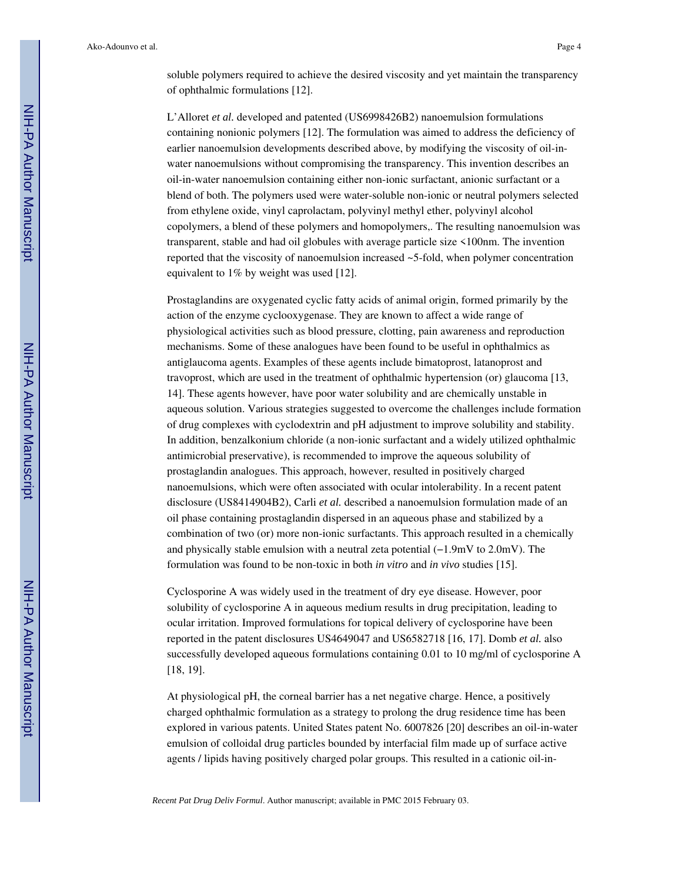soluble polymers required to achieve the desired viscosity and yet maintain the transparency of ophthalmic formulations [12].

L'Alloret *et al.* developed and patented (US6998426B2) nanoemulsion formulations containing nonionic polymers [12]. The formulation was aimed to address the deficiency of earlier nanoemulsion developments described above, by modifying the viscosity of oil-in-water nanoemulsions without compromising the transparency. This invention describes an oil-in-water nanoemulsion containing either non-ionic surfactant, anionic surfactant or a blend of both. The polymers used were water-soluble non-ionic or neutral polymers selected from ethylene oxide, vinyl caprolactam, polyvinyl methyl ether, polyvinyl alcohol copolymers, a blend of these polymers and homopolymers,. The resulting nanoemulsion was transparent, stable and had oil globules with average particle size <100nm. The invention reported that the viscosity of nanoemulsion increased ~5-fold, when polymer concentration equivalent to 1% by weight was used [12].

Prostaglandins are oxygenated cyclic fatty acids of animal origin, formed primarily by the action of the enzyme cyclooxygenase. They are known to affect a wide range of physiological activities such as blood pressure, clotting, pain awareness and reproduction mechanisms. Some of these analogues have been found to be useful in ophthalmics as antiglaucoma agents. Examples of these agents include bimatoprost, latanoprost and travoprost, which are used in the treatment of ophthalmic hypertension (or) glaucoma [13, 14]. These agents however, have poor water solubility and are chemically unstable in aqueous solution. Various strategies suggested to overcome the challenges include formation of drug complexes with cyclodextrin and pH adjustment to improve solubility and stability. In addition, benzalkonium chloride (a non-ionic surfactant and a widely utilized ophthalmic antimicrobial preservative), is recommended to improve the aqueous solubility of prostaglandin analogues. This approach, however, resulted in positively charged nanoemulsions, which were often associated with ocular intolerability. In a recent patent disclosure (US8414904B2), Carli *et al.* described a nanoemulsion formulation made of an oil phase containing prostaglandin dispersed in an aqueous phase and stabilized by a combination of two (or) more non-ionic surfactants. This approach resulted in a chemically and physically stable emulsion with a neutral zeta potential (−1.9mV to 2.0mV). The formulation was found to be non-toxic in both *in vitro* and *in vivo* studies [15].

Cyclosporine A was widely used in the treatment of dry eye disease. However, poor solubility of cyclosporine A in aqueous medium results in drug precipitation, leading to ocular irritation. Improved formulations for topical delivery of cyclosporine have been reported in the patent disclosures US4649047 and US6582718 [16, 17]. Domb *et al.* also successfully developed aqueous formulations containing 0.01 to 10 mg/ml of cyclosporine A [18, 19].

At physiological pH, the corneal barrier has a net negative charge. Hence, a positively charged ophthalmic formulation as a strategy to prolong the drug residence time has been explored in various patents. United States patent No. 6007826 [20] describes an oil-in-water emulsion of colloidal drug particles bounded by interfacial film made up of surface active agents / lipids having positively charged polar groups. This resulted in a cationic oil-in-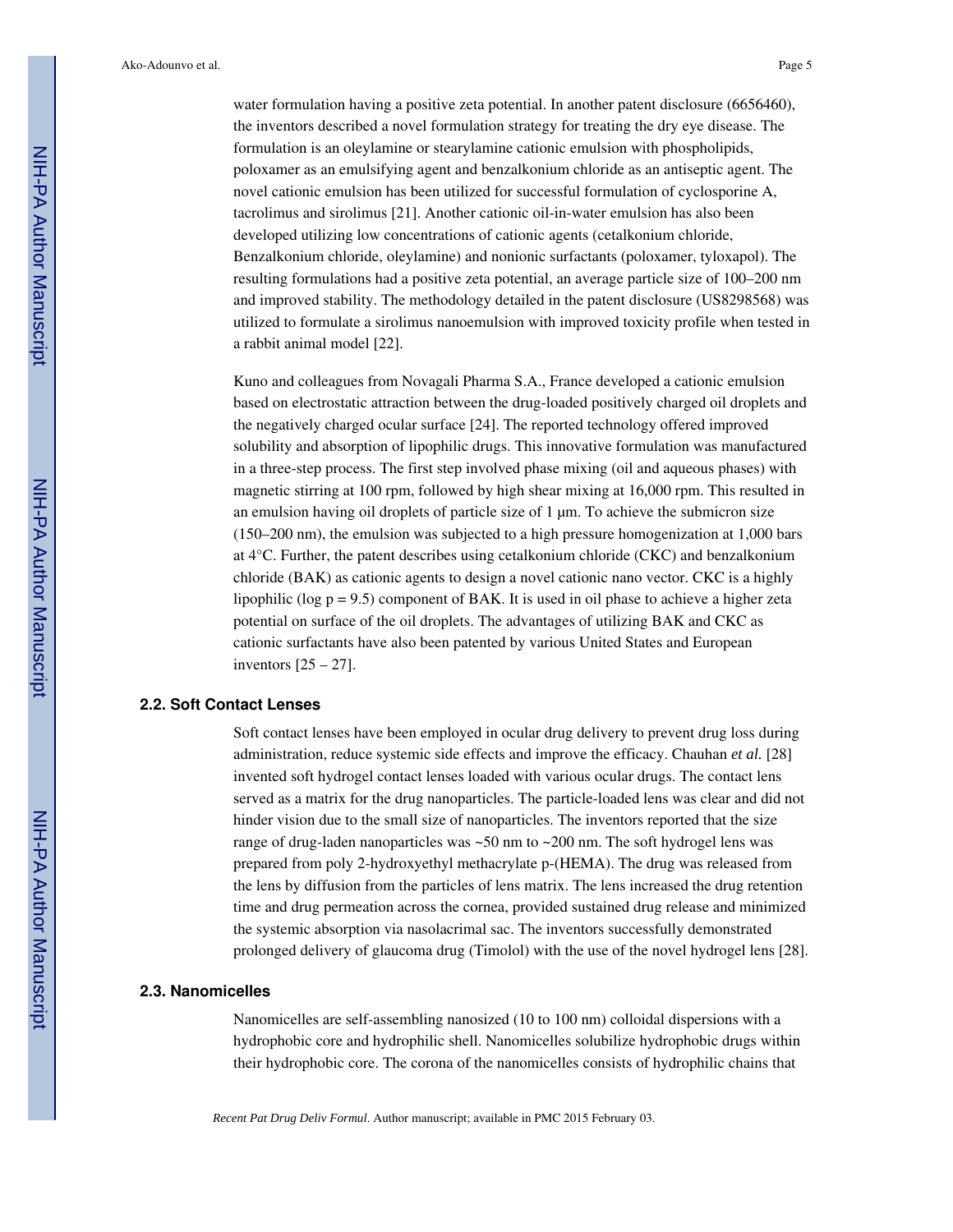water formulation having a positive zeta potential. In another patent disclosure (6656460), the inventors described a novel formulation strategy for treating the dry eye disease. The formulation is an oleylamine or stearylamine cationic emulsion with phospholipids, poloxamer as an emulsifying agent and benzalkonium chloride as an antiseptic agent. The novel cationic emulsion has been utilized for successful formulation of cyclosporine A, tacrolimus and sirolimus [21]. Another cationic oil-in-water emulsion has also been developed utilizing low concentrations of cationic agents (cetalkonium chloride, Benzalkonium chloride, oleylamine) and nonionic surfactants (poloxamer, tyloxapol). The resulting formulations had a positive zeta potential, an average particle size of 100–200 nm and improved stability. The methodology detailed in the patent disclosure (US8298568) was utilized to formulate a sirolimus nanoemulsion with improved toxicity profile when tested in a rabbit animal model [22].

Kuno and colleagues from Novagali Pharma S.A., France developed a cationic emulsion based on electrostatic attraction between the drug-loaded positively charged oil droplets and the negatively charged ocular surface [24]. The reported technology offered improved solubility and absorption of lipophilic drugs. This innovative formulation was manufactured in a three-step process. The first step involved phase mixing (oil and aqueous phases) with magnetic stirring at 100 rpm, followed by high shear mixing at 16,000 rpm. This resulted in an emulsion having oil droplets of particle size of 1 μm. To achieve the submicron size (150–200 nm), the emulsion was subjected to a high pressure homogenization at 1,000 bars at 4°C. Further, the patent describes using cetalkonium chloride (CKC) and benzalkonium chloride (BAK) as cationic agents to design a novel cationic nano vector. CKC is a highly lipophilic (log p = 9.5) component of BAK. It is used in oil phase to achieve a higher zeta potential on surface of the oil droplets. The advantages of utilizing BAK and CKC as cationic surfactants have also been patented by various United States and European inventors [25 – 27].

## 2.2. Soft Contact Lenses

Soft contact lenses have been employed in ocular drug delivery to prevent drug loss during administration, reduce systemic side effects and improve the efficacy. Chauhan *et al.* [28] invented soft hydrogel contact lenses loaded with various ocular drugs. The contact lens served as a matrix for the drug nanoparticles. The particle-loaded lens was clear and did not hinder vision due to the small size of nanoparticles. The inventors reported that the size range of drug-laden nanoparticles was ~50 nm to ~200 nm. The soft hydrogel lens was prepared from poly 2-hydroxyethyl methacrylate p-(HEMA). The drug was released from the lens by diffusion from the particles of lens matrix. The lens increased the drug retention time and drug permeation across the cornea, provided sustained drug release and minimized the systemic absorption via nasolacrimal sac. The inventors successfully demonstrated prolonged delivery of glaucoma drug (Timolol) with the use of the novel hydrogel lens [28].

## 2.3. Nanomicelles

Nanomicelles are self-assembling nanosized (10 to 100 nm) colloidal dispersions with a hydrophobic core and hydrophilic shell. Nanomicelles solubilize hydrophobic drugs within their hydrophobic core. The corona of the nanomicelles consists of hydrophilic chains that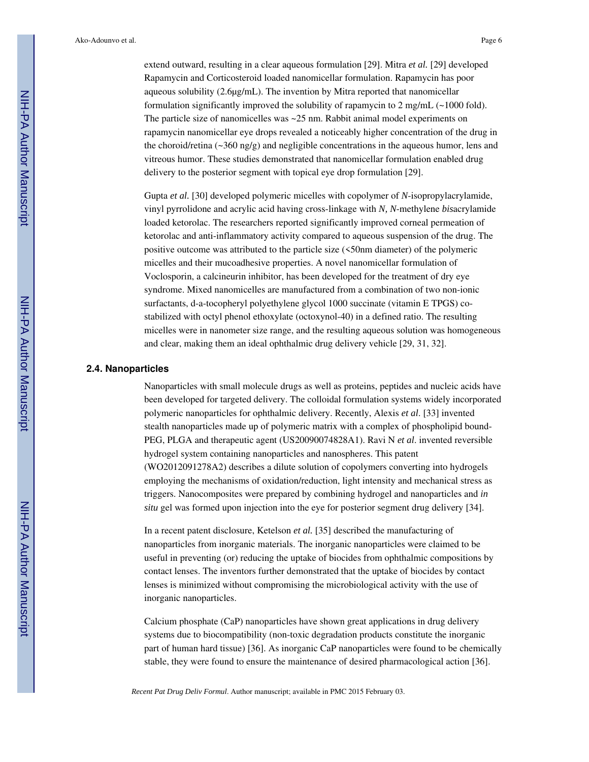extend outward, resulting in a clear aqueous formulation [29]. Mitra *et al.* [29] developed Rapamycin and Corticosteroid loaded nanomicellar formulation. Rapamycin has poor aqueous solubility (2.6μg/mL). The invention by Mitra reported that nanomicellar formulation significantly improved the solubility of rapamycin to 2 mg/mL (~1000 fold). The particle size of nanomicelles was ~25 nm. Rabbit animal model experiments on rapamycin nanomicellar eye drops revealed a noticeably higher concentration of the drug in the choroid/retina (~360 ng/g) and negligible concentrations in the aqueous humor, lens and vitreous humor. These studies demonstrated that nanomicellar formulation enabled drug delivery to the posterior segment with topical eye drop formulation [29].

Gupta *et al.* [30] developed polymeric micelles with copolymer of *N*-isopropylacrylamide, vinyl pyrrolidone and acrylic acid having cross-linkage with *N, N*-methylene *bis*acrylamide loaded ketorolac. The researchers reported significantly improved corneal permeation of ketorolac and anti-inflammatory activity compared to aqueous suspension of the drug. The positive outcome was attributed to the particle size (<50nm diameter) of the polymeric micelles and their mucoadhesive properties. A novel nanomicellar formulation of Voclosporin, a calcineurin inhibitor, has been developed for the treatment of dry eye syndrome. Mixed nanomicelles are manufactured from a combination of two non-ionic surfactants, d-a-tocopheryl polyethylene glycol 1000 succinate (vitamin E TPGS) co-stabilized with octyl phenol ethoxylate (octoxynol-40) in a defined ratio. The resulting micelles were in nanometer size range, and the resulting aqueous solution was homogeneous and clear, making them an ideal ophthalmic drug delivery vehicle [29, 31, 32].

### 2.4. Nanoparticles

Nanoparticles with small molecule drugs as well as proteins, peptides and nucleic acids have been developed for targeted delivery. The colloidal formulation systems widely incorporated polymeric nanoparticles for ophthalmic delivery. Recently, Alexis *et al*. [33] invented stealth nanoparticles made up of polymeric matrix with a complex of phospholipid bound-PEG, PLGA and therapeutic agent (US20090074828A1). Ravi N *et al*. invented reversible hydrogel system containing nanoparticles and nanospheres. This patent (WO2012091278A2) describes a dilute solution of copolymers converting into hydrogels employing the mechanisms of oxidation/reduction, light intensity and mechanical stress as triggers. Nanocomposites were prepared by combining hydrogel and nanoparticles and *in situ* gel was formed upon injection into the eye for posterior segment drug delivery [34].

In a recent patent disclosure, Ketelson *et al.* [35] described the manufacturing of nanoparticles from inorganic materials. The inorganic nanoparticles were claimed to be useful in preventing (or) reducing the uptake of biocides from ophthalmic compositions by contact lenses. The inventors further demonstrated that the uptake of biocides by contact lenses is minimized without compromising the microbiological activity with the use of inorganic nanoparticles.

Calcium phosphate (CaP) nanoparticles have shown great applications in drug delivery systems due to biocompatibility (non-toxic degradation products constitute the inorganic part of human hard tissue) [36]. As inorganic CaP nanoparticles were found to be chemically stable, they were found to ensure the maintenance of desired pharmacological action [36].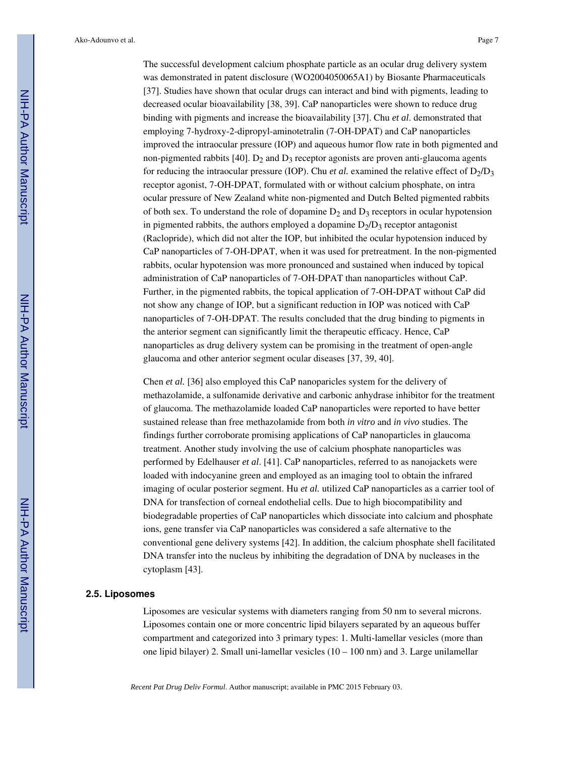The successful development calcium phosphate particle as an ocular drug delivery system was demonstrated in patent disclosure (WO2004050065A1) by Biosante Pharmaceuticals [37]. Studies have shown that ocular drugs can interact and bind with pigments, leading to decreased ocular bioavailability [38, 39]. CaP nanoparticles were shown to reduce drug binding with pigments and increase the bioavailability [37]. Chu *et al*. demonstrated that employing 7-hydroxy-2-dipropyl-aminotetralin (7-OH-DPAT) and CaP nanoparticles improved the intraocular pressure (IOP) and aqueous humor flow rate in both pigmented and non-pigmented rabbits [40]. $D_2$ and $D_3$ receptor agonists are proven anti-glaucoma agents for reducing the intraocular pressure (IOP). Chu *et al.* examined the relative effect of $D_2/D_3$ receptor agonist, 7-OH-DPAT, formulated with or without calcium phosphate, on intra ocular pressure of New Zealand white non-pigmented and Dutch Belted pigmented rabbits of both sex. To understand the role of dopamine $D_2$ and $D_3$ receptors in ocular hypotension in pigmented rabbits, the authors employed a dopamine $D_2/D_3$ receptor antagonist (Raclopride), which did not alter the IOP, but inhibited the ocular hypotension induced by CaP nanoparticles of 7-OH-DPAT, when it was used for pretreatment. In the non-pigmented rabbits, ocular hypotension was more pronounced and sustained when induced by topical administration of CaP nanoparticles of 7-OH-DPAT than nanoparticles without CaP. Further, in the pigmented rabbits, the topical application of 7-OH-DPAT without CaP did not show any change of IOP, but a significant reduction in IOP was noticed with CaP nanoparticles of 7-OH-DPAT. The results concluded that the drug binding to pigments in the anterior segment can significantly limit the therapeutic efficacy. Hence, CaP nanoparticles as drug delivery system can be promising in the treatment of open-angle glaucoma and other anterior segment ocular diseases [37, 39, 40].

Chen *et al.* [36] also employed this CaP nanoparicles system for the delivery of methazolamide, a sulfonamide derivative and carbonic anhydrase inhibitor for the treatment of glaucoma. The methazolamide loaded CaP nanoparticles were reported to have better sustained release than free methazolamide from both *in vitro* and *in vivo* studies. The findings further corroborate promising applications of CaP nanoparticles in glaucoma treatment. Another study involving the use of calcium phosphate nanoparticles was performed by Edelhauser *et al*. [41]. CaP nanoparticles, referred to as nanojackets were loaded with indocyanine green and employed as an imaging tool to obtain the infrared imaging of ocular posterior segment. Hu *et al.* utilized CaP nanoparticles as a carrier tool of DNA for transfection of corneal endothelial cells. Due to high biocompatibility and biodegradable properties of CaP nanoparticles which dissociate into calcium and phosphate ions, gene transfer via CaP nanoparticles was considered a safe alternative to the conventional gene delivery systems [42]. In addition, the calcium phosphate shell facilitated DNA transfer into the nucleus by inhibiting the degradation of DNA by nucleases in the cytoplasm [43].

### 2.5. Liposomes

Liposomes are vesicular systems with diameters ranging from 50 nm to several microns. Liposomes contain one or more concentric lipid bilayers separated by an aqueous buffer compartment and categorized into 3 primary types: 1. Multi-lamellar vesicles (more than one lipid bilayer) 2. Small uni-lamellar vesicles (10 – 100 nm) and 3. Large unilamellar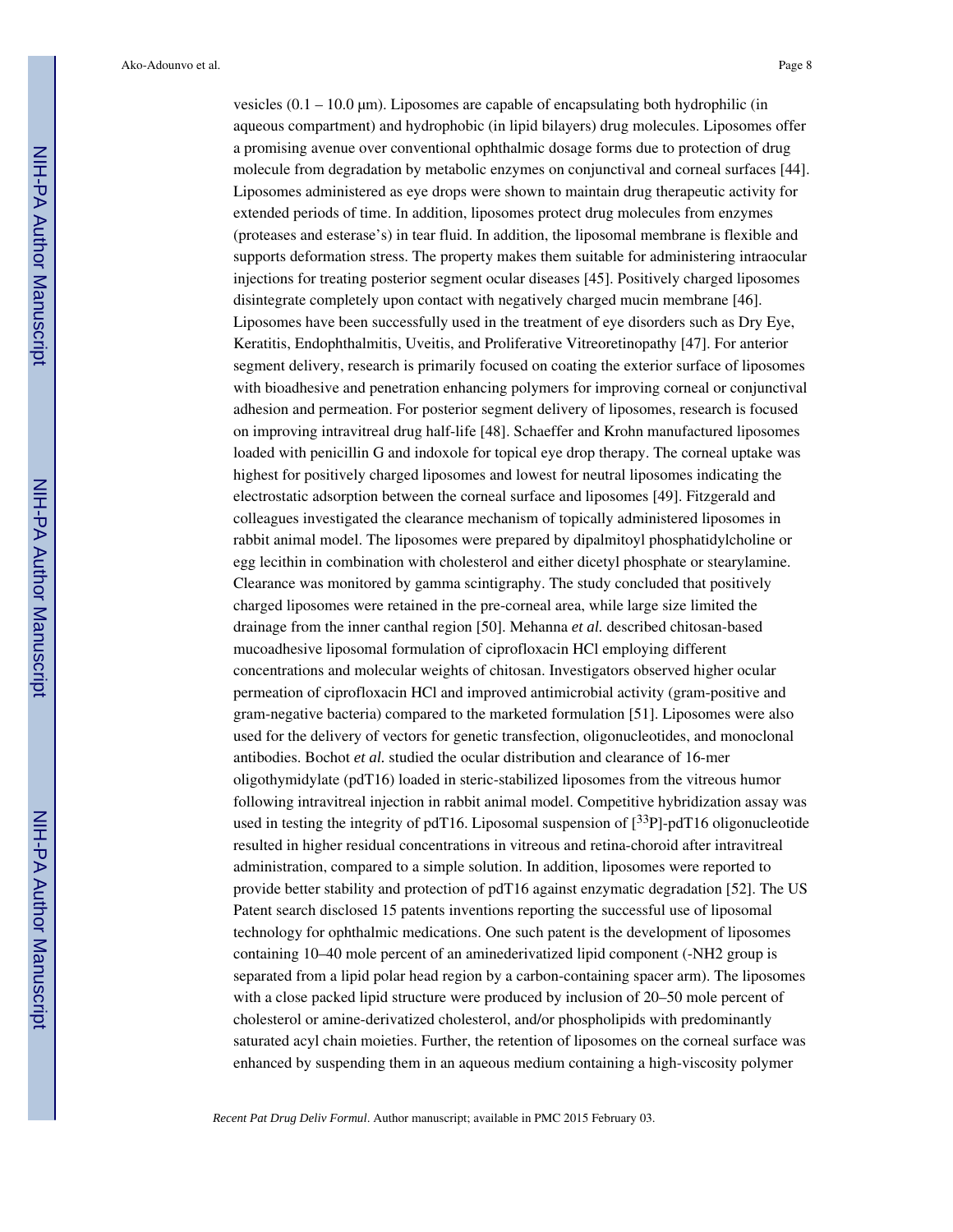vesicles (0.1 – 10.0 μm). Liposomes are capable of encapsulating both hydrophilic (in aqueous compartment) and hydrophobic (in lipid bilayers) drug molecules. Liposomes offer a promising avenue over conventional ophthalmic dosage forms due to protection of drug molecule from degradation by metabolic enzymes on conjunctival and corneal surfaces [44]. Liposomes administered as eye drops were shown to maintain drug therapeutic activity for extended periods of time. In addition, liposomes protect drug molecules from enzymes (proteases and esterase's) in tear fluid. In addition, the liposomal membrane is flexible and supports deformation stress. The property makes them suitable for administering intraocular injections for treating posterior segment ocular diseases [45]. Positively charged liposomes disintegrate completely upon contact with negatively charged mucin membrane [46]. Liposomes have been successfully used in the treatment of eye disorders such as Dry Eye, Keratitis, Endophthalmitis, Uveitis, and Proliferative Vitreoretinopathy [47]. For anterior segment delivery, research is primarily focused on coating the exterior surface of liposomes with bioadhesive and penetration enhancing polymers for improving corneal or conjunctival adhesion and permeation. For posterior segment delivery of liposomes, research is focused on improving intravitreal drug half-life [48]. Schaeffer and Krohn manufactured liposomes loaded with penicillin G and indoxole for topical eye drop therapy. The corneal uptake was highest for positively charged liposomes and lowest for neutral liposomes indicating the electrostatic adsorption between the corneal surface and liposomes [49]. Fitzgerald and colleagues investigated the clearance mechanism of topically administered liposomes in rabbit animal model. The liposomes were prepared by dipalmitoyl phosphatidylcholine or egg lecithin in combination with cholesterol and either dicetyl phosphate or stearylamine. Clearance was monitored by gamma scintigraphy. The study concluded that positively charged liposomes were retained in the pre-corneal area, while large size limited the drainage from the inner canthal region [50]. Mehanna *et al.* described chitosan-based mucoadhesive liposomal formulation of ciprofloxacin HCl employing different concentrations and molecular weights of chitosan. Investigators observed higher ocular permeation of ciprofloxacin HCl and improved antimicrobial activity (gram-positive and gram-negative bacteria) compared to the marketed formulation [51]. Liposomes were also used for the delivery of vectors for genetic transfection, oligonucleotides, and monoclonal antibodies. Bochot *et al.* studied the ocular distribution and clearance of 16-mer oligothymidylate (pdT16) loaded in steric-stabilized liposomes from the vitreous humor following intravitreal injection in rabbit animal model. Competitive hybridization assay was used in testing the integrity of pdT16. Liposomal suspension of [$^{33}$P]-pdT16 oligonucleotide resulted in higher residual concentrations in vitreous and retina-choroid after intravitreal administration, compared to a simple solution. In addition, liposomes were reported to provide better stability and protection of pdT16 against enzymatic degradation [52]. The US Patent search disclosed 15 patents inventions reporting the successful use of liposomal technology for ophthalmic medications. One such patent is the development of liposomes containing 10–40 mole percent of an aminederivatized lipid component (-NH2 group is separated from a lipid polar head region by a carbon-containing spacer arm). The liposomes with a close packed lipid structure were produced by inclusion of 20–50 mole percent of cholesterol or amine-derivatized cholesterol, and/or phospholipids with predominantly saturated acyl chain moieties. Further, the retention of liposomes on the corneal surface was enhanced by suspending them in an aqueous medium containing a high-viscosity polymer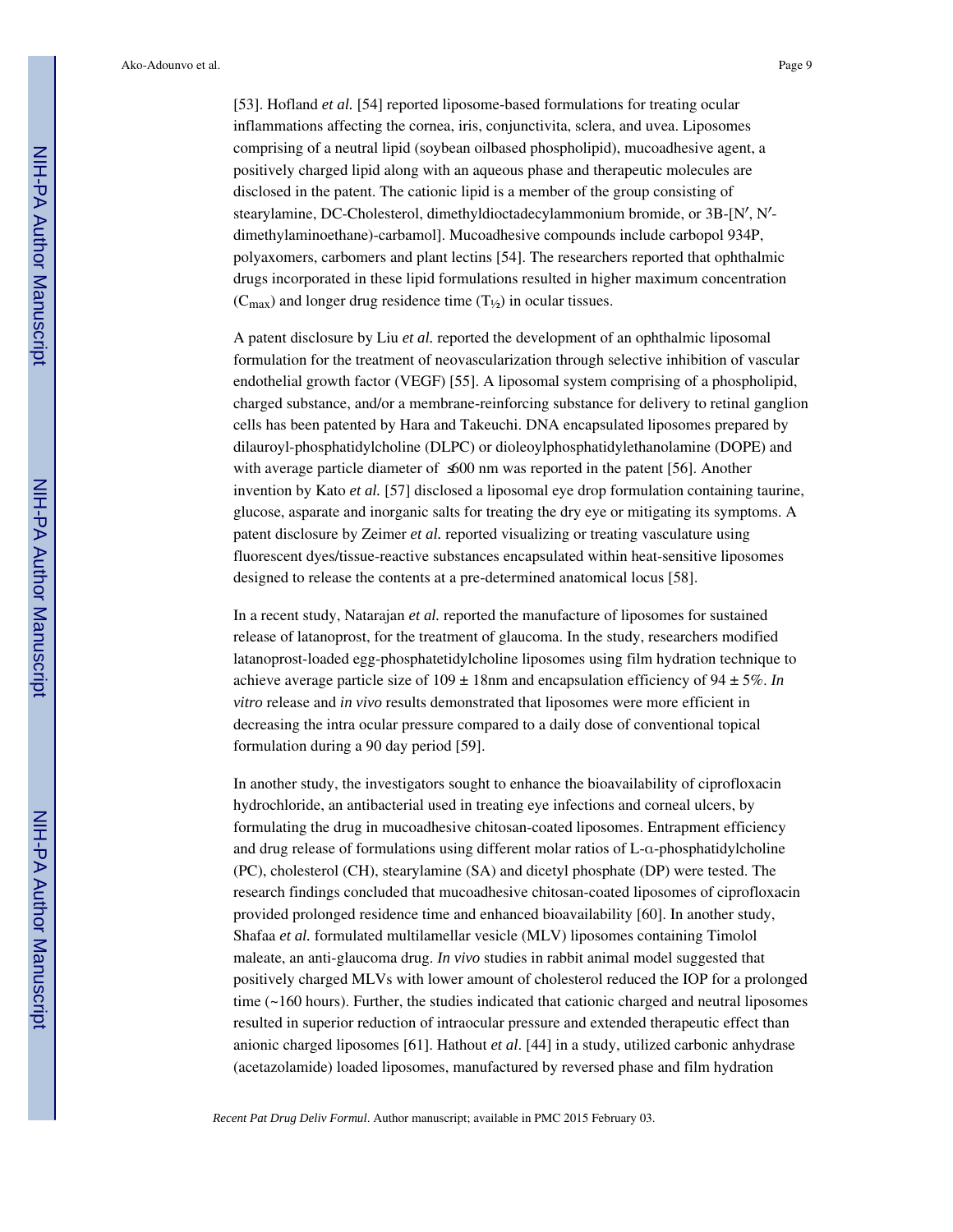[53]. Hofland *et al.* [54] reported liposome-based formulations for treating ocular inflammations affecting the cornea, iris, conjunctivita, sclera, and uvea. Liposomes comprising of a neutral lipid (soybean oilbased phospholipid), mucoadhesive agent, a positively charged lipid along with an aqueous phase and therapeutic molecules are disclosed in the patent. The cationic lipid is a member of the group consisting of stearylamine, DC-Cholesterol, dimethyldioctadecylammonium bromide, or 3B-[N′, N′-dimethylaminoethane)-carbamol]. Mucoadhesive compounds include carbopol 934P, polyaxomers, carbomers and plant lectins [54]. The researchers reported that ophthalmic drugs incorporated in these lipid formulations resulted in higher maximum concentration ($C_{max}$) and longer drug residence time ($T_{½}$) in ocular tissues.

A patent disclosure by Liu *et al.* reported the development of an ophthalmic liposomal formulation for the treatment of neovascularization through selective inhibition of vascular endothelial growth factor (VEGF) [55]. A liposomal system comprising of a phospholipid, charged substance, and/or a membrane-reinforcing substance for delivery to retinal ganglion cells has been patented by Hara and Takeuchi. DNA encapsulated liposomes prepared by dilauroyl-phosphatidylcholine (DLPC) or dioleoylphosphatidylethanolamine (DOPE) and with average particle diameter of ≤600 nm was reported in the patent [56]. Another invention by Kato *et al.* [57] disclosed a liposomal eye drop formulation containing taurine, glucose, asparate and inorganic salts for treating the dry eye or mitigating its symptoms. A patent disclosure by Zeimer *et al.* reported visualizing or treating vasculature using fluorescent dyes/tissue-reactive substances encapsulated within heat-sensitive liposomes designed to release the contents at a pre-determined anatomical locus [58].

In a recent study, Natarajan *et al.* reported the manufacture of liposomes for sustained release of latanoprost, for the treatment of glaucoma. In the study, researchers modified latanoprost-loaded egg-phosphatetidylcholine liposomes using film hydration technique to achieve average particle size of 109 ± 18nm and encapsulation efficiency of 94 ± 5%. *In vitro* release and *in vivo* results demonstrated that liposomes were more efficient in decreasing the intra ocular pressure compared to a daily dose of conventional topical formulation during a 90 day period [59].

In another study, the investigators sought to enhance the bioavailability of ciprofloxacin hydrochloride, an antibacterial used in treating eye infections and corneal ulcers, by formulating the drug in mucoadhesive chitosan-coated liposomes. Entrapment efficiency and drug release of formulations using different molar ratios of L-α-phosphatidylcholine (PC), cholesterol (CH), stearylamine (SA) and dicetyl phosphate (DP) were tested. The research findings concluded that mucoadhesive chitosan-coated liposomes of ciprofloxacin provided prolonged residence time and enhanced bioavailability [60]. In another study, Shafaa *et al.* formulated multilamellar vesicle (MLV) liposomes containing Timolol maleate, an anti-glaucoma drug. *In vivo* studies in rabbit animal model suggested that positively charged MLVs with lower amount of cholesterol reduced the IOP for a prolonged time (~160 hours). Further, the studies indicated that cationic charged and neutral liposomes resulted in superior reduction of intraocular pressure and extended therapeutic effect than anionic charged liposomes [61]. Hathout *et al.* [44] in a study, utilized carbonic anhydrase (acetazolamide) loaded liposomes, manufactured by reversed phase and film hydration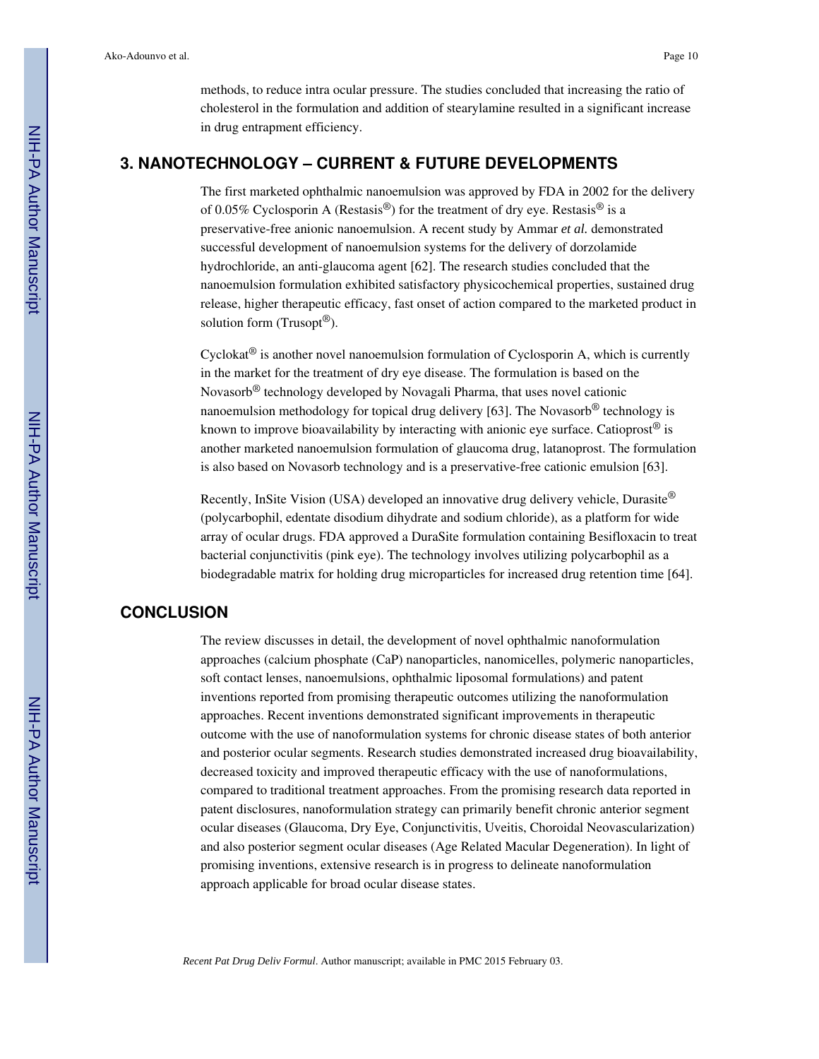methods, to reduce intra ocular pressure. The studies concluded that increasing the ratio of cholesterol in the formulation and addition of stearylamine resulted in a significant increase in drug entrapment efficiency.

## 3. NANOTECHNOLOGY – CURRENT & FUTURE DEVELOPMENTS

The first marketed ophthalmic nanoemulsion was approved by FDA in 2002 for the delivery of 0.05% Cyclosporin A (Restasis®) for the treatment of dry eye. Restasis® is a preservative-free anionic nanoemulsion. A recent study by Ammar *et al.* demonstrated successful development of nanoemulsion systems for the delivery of dorzolamide hydrochloride, an anti-glaucoma agent [62]. The research studies concluded that the nanoemulsion formulation exhibited satisfactory physicochemical properties, sustained drug release, higher therapeutic efficacy, fast onset of action compared to the marketed product in solution form (Trusopt®).

Cyclokat® is another novel nanoemulsion formulation of Cyclosporin A, which is currently in the market for the treatment of dry eye disease. The formulation is based on the Novasorb® technology developed by Novagali Pharma, that uses novel cationic nanoemulsion methodology for topical drug delivery [63]. The Novasorb® technology is known to improve bioavailability by interacting with anionic eye surface. Catioprost® is another marketed nanoemulsion formulation of glaucoma drug, latanoprost. The formulation is also based on Novasorb technology and is a preservative-free cationic emulsion [63].

Recently, InSite Vision (USA) developed an innovative drug delivery vehicle, Durasite® (polycarbophil, edentate disodium dihydrate and sodium chloride), as a platform for wide array of ocular drugs. FDA approved a DuraSite formulation containing Besifloxacin to treat bacterial conjunctivitis (pink eye). The technology involves utilizing polycarbophil as a biodegradable matrix for holding drug microparticles for increased drug retention time [64].

## CONCLUSION

The review discusses in detail, the development of novel ophthalmic nanoformulation approaches (calcium phosphate (CaP) nanoparticles, nanomicelles, polymeric nanoparticles, soft contact lenses, nanoemulsions, ophthalmic liposomal formulations) and patent inventions reported from promising therapeutic outcomes utilizing the nanoformulation approaches. Recent inventions demonstrated significant improvements in therapeutic outcome with the use of nanoformulation systems for chronic disease states of both anterior and posterior ocular segments. Research studies demonstrated increased drug bioavailability, decreased toxicity and improved therapeutic efficacy with the use of nanoformulations, compared to traditional treatment approaches. From the promising research data reported in patent disclosures, nanoformulation strategy can primarily benefit chronic anterior segment ocular diseases (Glaucoma, Dry Eye, Conjunctivitis, Uveitis, Choroidal Neovascularization) and also posterior segment ocular diseases (Age Related Macular Degeneration). In light of promising inventions, extensive research is in progress to delineate nanoformulation approach applicable for broad ocular disease states.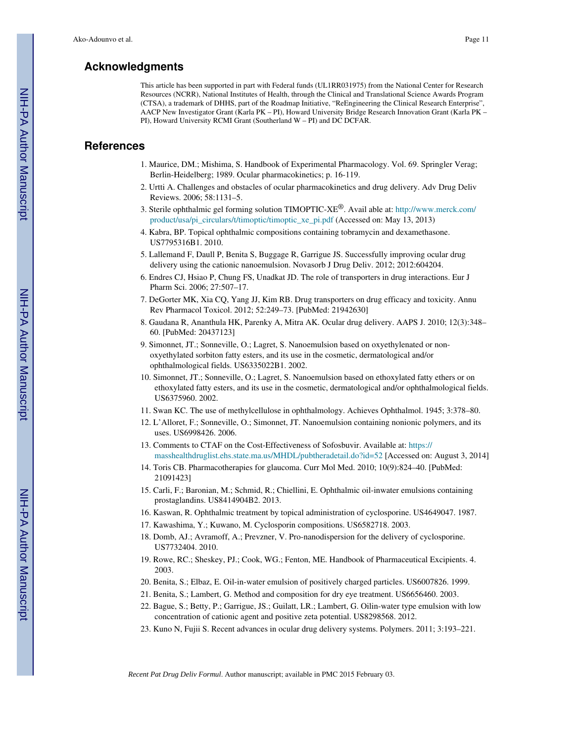## Acknowledgments

This article has been supported in part with Federal funds (UL1RR031975) from the National Center for Research Resources (NCRR), National Institutes of Health, through the Clinical and Translational Science Awards Program (CTSA), a trademark of DHHS, part of the Roadmap Initiative, "ReEngineering the Clinical Research Enterprise", AACP New Investigator Grant (Karla PK – PI), Howard University Bridge Research Innovation Grant (Karla PK – PI), Howard University RCMI Grant (Southerland W – PI) and DC DCFAR.

## References

1. Maurice, DM.; Mishima, S. Handbook of Experimental Pharmacology. Vol. 69. Springler Verag; Berlin-Heidelberg; 1989. Ocular pharmacokinetics; p. 16-119.
2. Urtti A. Challenges and obstacles of ocular pharmacokinetics and drug delivery. Adv Drug Deliv Reviews. 2006; 58:1131–5.
3. Sterile ophthalmic gel forming solution TIMOPTIC-XE®. Avail able at: http://www.merck.com/product/usa/pi_circulars/t/timoptic/timoptic_xe_pi.pdf (Accessed on: May 13, 2013)
4. Kabra, BP. Topical ophthalmic compositions containing tobramycin and dexamethasone. US7795316B1. 2010.
5. Lallemand F, Daull P, Benita S, Buggage R, Garrigue JS. Successfully improving ocular drug delivery using the cationic nanoemulsion. Novasorb J Drug Deliv. 2012; 2012:604204.
6. Endres CJ, Hsiao P, Chung FS, Unadkat JD. The role of transporters in drug interactions. Eur J Pharm Sci. 2006; 27:507–17.
7. DeGorter MK, Xia CQ, Yang JJ, Kim RB. Drug transporters on drug efficacy and toxicity. Annu Rev Pharmacol Toxicol. 2012; 52:249–73. [PubMed: 21942630]
8. Gaudana R, Ananthula HK, Parenky A, Mitra AK. Ocular drug delivery. AAPS J. 2010; 12(3):348–60. [PubMed: 20437123]
9. Simonnet, JT.; Sonneville, O.; Lagret, S. Nanoemulsion based on oxyethylenated or non-oxyethylated sorbiton fatty esters, and its use in the cosmetic, dermatological and/or ophthalmological fields. US6335022B1. 2002.
10. Simonnet, JT.; Sonneville, O.; Lagret, S. Nanoemulsion based on ethoxylated fatty ethers or on ethoxylated fatty esters, and its use in the cosmetic, dermatological and/or ophthalmological fields. US6375960. 2002.
11. Swan KC. The use of methylcellulose in ophthalmology. Achieves Ophthalmol. 1945; 3:378–80.
12. L'Alloret, F.; Sonneville, O.; Simonnet, JT. Nanoemulsion containing nonionic polymers, and its uses. US6998426. 2006.
13. Comments to CTAF on the Cost-Effectiveness of Sofosbuvir. Available at: https://masshealthdruglist.ehs.state.ma.us/MHDL/pubtheradetail.do?id=52 [Accessed on: August 3, 2014]
14. Toris CB. Pharmacotherapies for glaucoma. Curr Mol Med. 2010; 10(9):824–40. [PubMed: 21091423]
15. Carli, F.; Baronian, M.; Schmid, R.; Chiellini, E. Ophthalmic oil-inwater emulsions containing prostaglandins. US8414904B2. 2013.
16. Kaswan, R. Ophthalmic treatment by topical administration of cyclosporine. US4649047. 1987.
17. Kawashima, Y.; Kuwano, M. Cyclosporin compositions. US6582718. 2003.
18. Domb, AJ.; Avramoff, A.; Prevzner, V. Pro-nanodispersion for the delivery of cyclosporine. US7732404. 2010.
19. Rowe, RC.; Sheskey, PJ.; Cook, WG.; Fenton, ME. Handbook of Pharmaceutical Excipients. 4. 2003.
20. Benita, S.; Elbaz, E. Oil-in-water emulsion of positively charged particles. US6007826. 1999.
21. Benita, S.; Lambert, G. Method and composition for dry eye treatment. US6656460. 2003.
22. Bague, S.; Betty, P.; Garrigue, JS.; Guilatt, LR.; Lambert, G. Oilin-water type emulsion with low concentration of cationic agent and positive zeta potential. US8298568. 2012.
23. Kuno N, Fujii S. Recent advances in ocular drug delivery systems. Polymers. 2011; 3:193–221.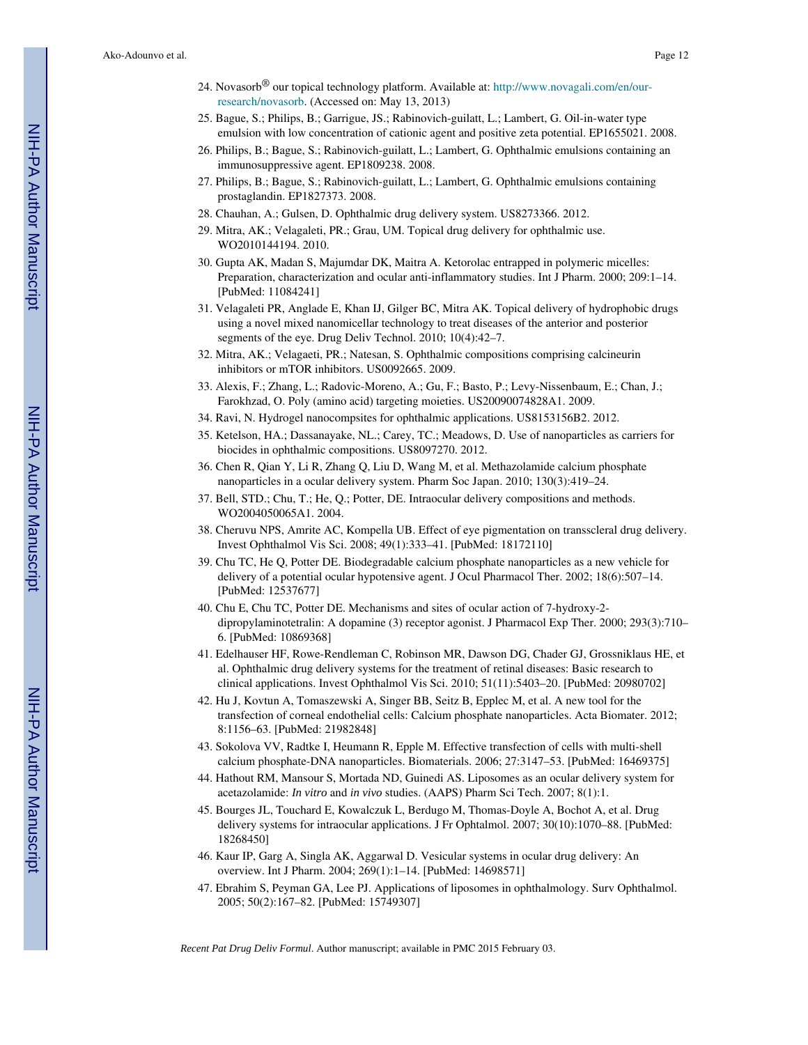24. Novasorb® our topical technology platform. Available at: http://www.novagali.com/en/our-research/novasorb. (Accessed on: May 13, 2013)
25. Bague, S.; Philips, B.; Garrigue, JS.; Rabinovich-guilatt, L.; Lambert, G. Oil-in-water type emulsion with low concentration of cationic agent and positive zeta potential. EP1655021. 2008.
26. Philips, B.; Bague, S.; Rabinovich-guilatt, L.; Lambert, G. Ophthalmic emulsions containing an immunosuppressive agent. EP1809238. 2008.
27. Philips, B.; Bague, S.; Rabinovich-guilatt, L.; Lambert, G. Ophthalmic emulsions containing prostaglandin. EP1827373. 2008.
28. Chauhan, A.; Gulsen, D. Ophthalmic drug delivery system. US8273366. 2012.
29. Mitra, AK.; Velagaleti, PR.; Grau, UM. Topical drug delivery for ophthalmic use. WO2010144194. 2010.
30. Gupta AK, Madan S, Majumdar DK, Maitra A. Ketorolac entrapped in polymeric micelles: Preparation, characterization and ocular anti-inflammatory studies. Int J Pharm. 2000; 209:1–14. [PubMed: 11084241]
31. Velagaleti PR, Anglade E, Khan IJ, Gilger BC, Mitra AK. Topical delivery of hydrophobic drugs using a novel mixed nanomicellar technology to treat diseases of the anterior and posterior segments of the eye. Drug Deliv Technol. 2010; 10(4):42–7.
32. Mitra, AK.; Velagaeti, PR.; Natesan, S. Ophthalmic compositions comprising calcineurin inhibitors or mTOR inhibitors. US0092665. 2009.
33. Alexis, F.; Zhang, L.; Radovic-Moreno, A.; Gu, F.; Basto, P.; Levy-Nissenbaum, E.; Chan, J.; Farokhzad, O. Poly (amino acid) targeting moieties. US20090074828A1. 2009.
34. Ravi, N. Hydrogel nanocompsites for ophthalmic applications. US8153156B2. 2012.
35. Ketelson, HA.; Dassanayake, NL.; Carey, TC.; Meadows, D. Use of nanoparticles as carriers for biocides in ophthalmic compositions. US8097270. 2012.
36. Chen R, Qian Y, Li R, Zhang Q, Liu D, Wang M, et al. Methazolamide calcium phosphate nanoparticles in a ocular delivery system. Pharm Soc Japan. 2010; 130(3):419–24.
37. Bell, STD.; Chu, T.; He, Q.; Potter, DE. Intraocular delivery compositions and methods. WO2004050065A1. 2004.
38. Cheruvu NPS, Amrite AC, Kompella UB. Effect of eye pigmentation on transscleral drug delivery. Invest Ophthalmol Vis Sci. 2008; 49(1):333–41. [PubMed: 18172110]
39. Chu TC, He Q, Potter DE. Biodegradable calcium phosphate nanoparticles as a new vehicle for delivery of a potential ocular hypotensive agent. J Ocul Pharmacol Ther. 2002; 18(6):507–14. [PubMed: 12537677]
40. Chu E, Chu TC, Potter DE. Mechanisms and sites of ocular action of 7-hydroxy-2-dipropylaminotetralin: A dopamine (3) receptor agonist. J Pharmacol Exp Ther. 2000; 293(3):710–6. [PubMed: 10869368]
41. Edelhauser HF, Rowe-Rendleman C, Robinson MR, Dawson DG, Chader GJ, Grossniklaus HE, et al. Ophthalmic drug delivery systems for the treatment of retinal diseases: Basic research to clinical applications. Invest Ophthalmol Vis Sci. 2010; 51(11):5403–20. [PubMed: 20980702]
42. Hu J, Kovtun A, Tomaszewski A, Singer BB, Seitz B, Epplec M, et al. A new tool for the transfection of corneal endothelial cells: Calcium phosphate nanoparticles. Acta Biomater. 2012; 8:1156–63. [PubMed: 21982848]
43. Sokolova VV, Radtke I, Heumann R, Epple M. Effective transfection of cells with multi-shell calcium phosphate-DNA nanoparticles. Biomaterials. 2006; 27:3147–53. [PubMed: 16469375]
44. Hathout RM, Mansour S, Mortada ND, Guinedi AS. Liposomes as an ocular delivery system for acetazolamide: *In vitro* and *in vivo* studies. (AAPS) Pharm Sci Tech. 2007; 8(1):1.
45. Bourges JL, Touchard E, Kowalczuk L, Berdugo M, Thomas-Doyle A, Bochot A, et al. Drug delivery systems for intraocular applications. J Fr Ophtalmol. 2007; 30(10):1070–88. [PubMed: 18268450]
46. Kaur IP, Garg A, Singla AK, Aggarwal D. Vesicular systems in ocular drug delivery: An overview. Int J Pharm. 2004; 269(1):1–14. [PubMed: 14698571]
47. Ebrahim S, Peyman GA, Lee PJ. Applications of liposomes in ophthalmology. Surv Ophthalmol. 2005; 50(2):167–82. [PubMed: 15749307]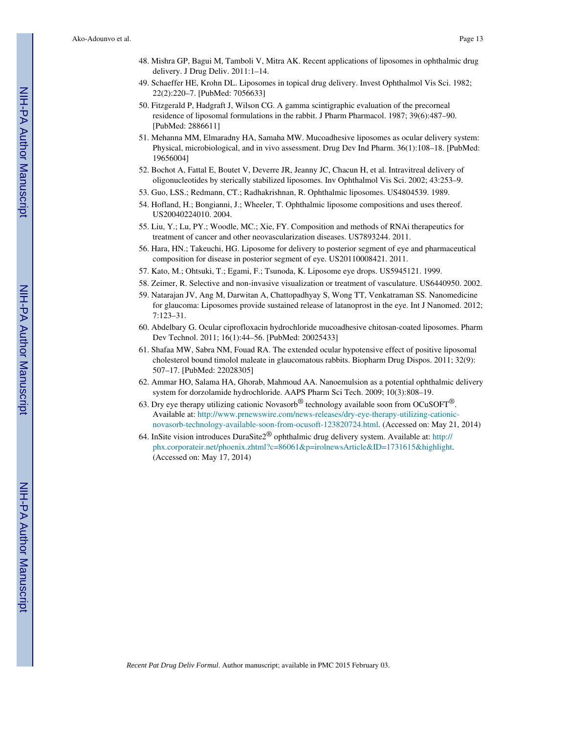48. Mishra GP, Bagui M, Tamboli V, Mitra AK. Recent applications of liposomes in ophthalmic drug delivery. J Drug Deliv. 2011:1–14.
49. Schaeffer HE, Krohn DL. Liposomes in topical drug delivery. Invest Ophthalmol Vis Sci. 1982; 22(2):220–7. [PubMed: 7056633]
50. Fitzgerald P, Hadgraft J, Wilson CG. A gamma scintigraphic evaluation of the precorneal residence of liposomal formulations in the rabbit. J Pharm Pharmacol. 1987; 39(6):487–90. [PubMed: 2886611]
51. Mehanna MM, Elmaradny HA, Samaha MW. Mucoadhesive liposomes as ocular delivery system: Physical, microbiological, and in vivo assessment. Drug Dev Ind Pharm. 36(1):108–18. [PubMed: 19656004]
52. Bochot A, Fattal E, Boutet V, Deverre JR, Jeanny JC, Chacun H, et al. Intravitreal delivery of oligonucleotides by sterically stabilized liposomes. Inv Ophthalmol Vis Sci. 2002; 43:253–9.
53. Guo, LSS.; Redmann, CT.; Radhakrishnan, R. Ophthalmic liposomes. US4804539. 1989.
54. Hofland, H.; Bongianni, J.; Wheeler, T. Ophthalmic liposome compositions and uses thereof. US20040224010. 2004.
55. Liu, Y.; Lu, PY.; Woodle, MC.; Xie, FY. Composition and methods of RNAi therapeutics for treatment of cancer and other neovascularization diseases. US7893244. 2011.
56. Hara, HN.; Takeuchi, HG. Liposome for delivery to posterior segment of eye and pharmaceutical composition for disease in posterior segment of eye. US20110008421. 2011.
57. Kato, M.; Ohtsuki, T.; Egami, F.; Tsunoda, K. Liposome eye drops. US5945121. 1999.
58. Zeimer, R. Selective and non-invasive visualization or treatment of vasculature. US6440950. 2002.
59. Natarajan JV, Ang M, Darwitan A, Chattopadhyay S, Wong TT, Venkatraman SS. Nanomedicine for glaucoma: Liposomes provide sustained release of latanoprost in the eye. Int J Nanomed. 2012; 7:123–31.
60. Abdelbary G. Ocular ciprofloxacin hydrochloride mucoadhesive chitosan-coated liposomes. Pharm Dev Technol. 2011; 16(1):44–56. [PubMed: 20025433]
61. Shafaa MW, Sabra NM, Fouad RA. The extended ocular hypotensive effect of positive liposomal cholesterol bound timolol maleate in glaucomatous rabbits. Biopharm Drug Dispos. 2011; 32(9): 507–17. [PubMed: 22028305]
62. Ammar HO, Salama HA, Ghorab, Mahmoud AA. Nanoemulsion as a potential ophthalmic delivery system for dorzolamide hydrochloride. AAPS Pharm Sci Tech. 2009; 10(3):808–19.
63. Dry eye therapy utilizing cationic Novasorb® technology available soon from OCuSOFT®. Available at: http://www.prnewswire.com/news-releases/dry-eye-therapy-utilizing-cationic-novasorb-technology-available-soon-from-ocusoft-123820724.html. (Accessed on: May 21, 2014)
64. InSite vision introduces DuraSite2® ophthalmic drug delivery system. Available at: http://phx.corporateir.net/phoenix.zhtml?c=86061&p=irolnewsArticle&ID=1731615&highlight. (Accessed on: May 17, 2014)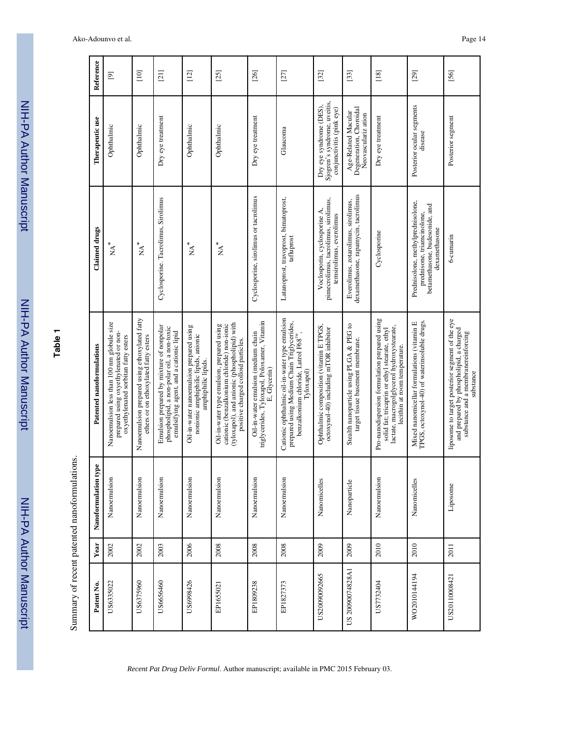**Table 1**

Summary of recent patented nanoformulations.

| Patent No. | Year | Nanoformulation type | Patented nanoformulations | Claimed drugs | Therapeutic use | Reference |
| --- | --- | --- | --- | --- | --- | --- |
| US6335022 | 2002 | Nanoemulsion | Nanoemulsion less than 100 nm globule size prepared using oxyethylenated or non-oxyethylenated sorbitan fatty esters | NA* | Ophthalmic | [9] |
| US6375960 | 2002 | Nanoemulsion | Nanoemulsion prepared using ethoxylated fatty ethers or on ethoxylated fatty esters | NA* | Ophthalmic | [10] |
| US6656460 | 2003 | Nanoemulsion | Emulsion prepared by mixture of nonpolar phospholipid, a non-polar oil, a non-toxic emulsifying agent, and a cationic lipid | Cyclosporine. Tacrolimus, Sirolimus | Dry eye treatment | [21] |
| US6998426 | 2006 | Nanoemulsion | Oil-in-water nanoemulsion prepared using nonionic amphiphilic lipids, anionic amphiphilic lipids. | NA* | Ophthalmic | [12] |
| EP1655021 | 2008 | Nanoemulsion | Oil-in-water type emulsion, prepared using cationic (benzalkonium chloride) non-ionic (tyloxapol), and anionic (phospholipid) with positive charged colloid particles. | NA* | Ophthalmic | [25] |
| EP1809238 | 2008 | Nanoemulsion | Oil-in-water emulsion (medium chain triglycerides, Tyloxapol, Poloxamer, Vitamin E, Glycerin) | Cyclosporine, sirolimus or tacrolimus | Dry eye treatment | [26] |
| EP1827373 | 2008 | Nanoemulsion | Cationic ophthalmic oil-in-water type emulsion prepared using Medium Chain Triglycerides, benzalkonium chloride, Lutrol F68™, Tyloxapol) | Latanoprost, travoprost, bimatoprost, tafluprost | Glaucoma | [27] |
| US20090092665 | 2009 | Nanomicelles | Ophthalmic composition (vitamin E TPGS, octoxynol-40) including mTOR inhibitor | Voclosporin, cyclosporine A, pimecrolimus, tacrolimus, sirolimus, temsirolimus, everolimus | Dry eye syndrome (DES), Sjogren's syndrome, uveitis, conjunctivitis (pink eye) | [32] |
| US 2009007482BA1 | 2009 | Nanoparticle | Stealth nanoparticle using PLGA & PEG to target tissue basement membrane. | Everolimus, zotarolimus, sirolimus, dexamethasone, rapamycin, tacrolimus | Age-Related Macular Degeneration, Choroidal Neovasculariz ation | [33] |
| US7732404 | 2010 | Nanoemulsion | Pro-nanodispersion formulation prepared using solid fat; tricaprin or ethyl stearate, ethyl lactate, macrogolglycerol hydroxystearate, lecithin at room temperature. | Cyclosporine | Dry eye treatment | [18] |
| WO2010144194 | 2010 | Nanomicelles | Mixed nanomicellar formulations (vitamin E TPGS, octoxynol-40) of waterinsoluble drugs. | Prednisolone, methylprednisolone, prednisone, triamcinolone, betamethasone, budesonide, and dexamethasone | Posterior ocular segments disease | [29] |
| US20110008421 | 2011 | Liposome | liposome to target posterior segment of the eye and prepared by phospholipid, a charged substance and a membranereinforcing substance | 6-cumarin | Posterior segment | [56] |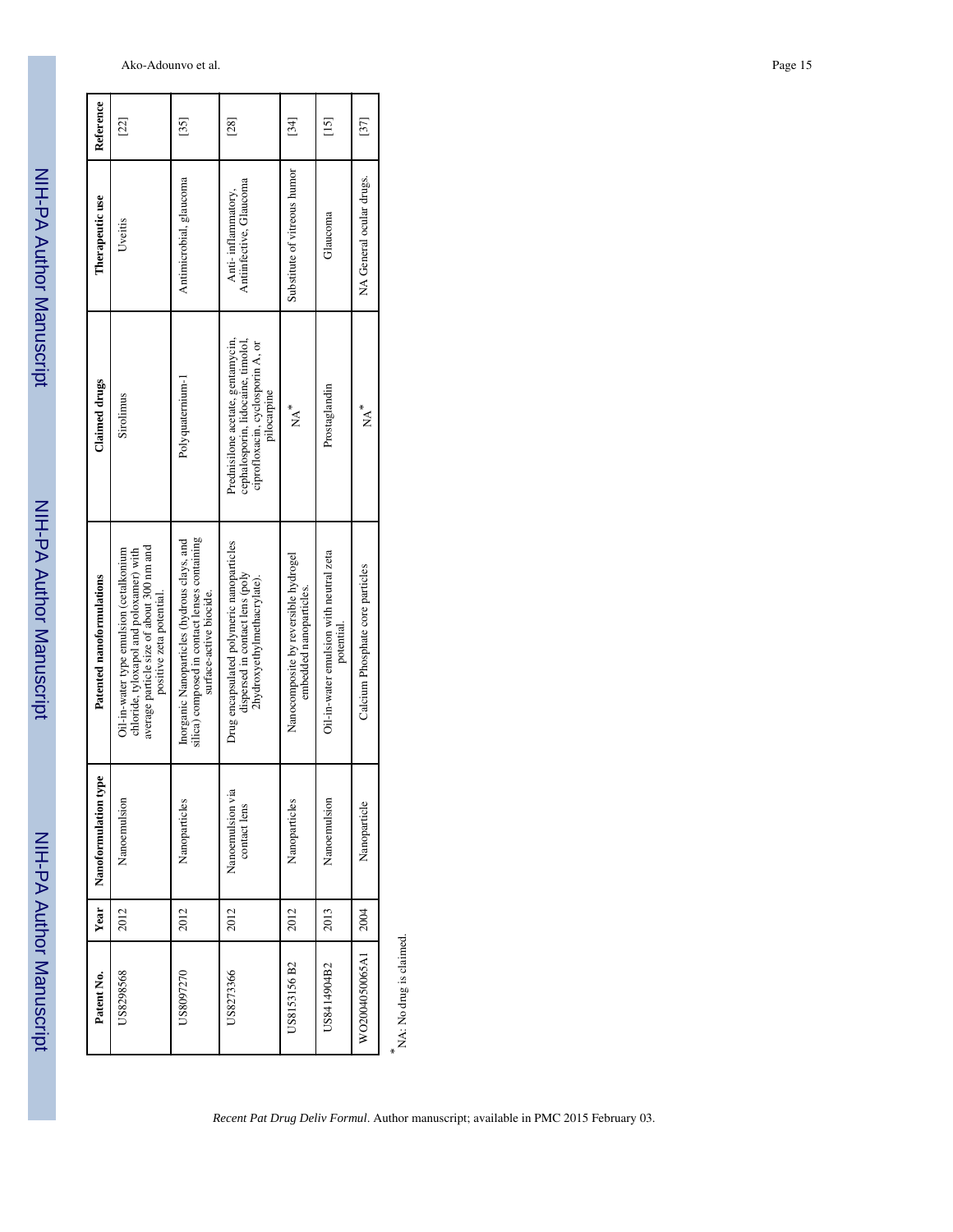| Patent No. | Year | Nanoformulation type | Patented nanoformulations | Claimed drugs | Therapeutic use | Reference |
|---|---|---|---|---|---|---|
| US8298568 | 2012 | Nanoemulsion | Oil-in-water type emulsion (cetalkonium chloride, tyloxapol and poloxamer) with average particle size of about 300 nm and positive zeta potential. | Sirolimus | Uveitis | [22] |
| US8097270 | 2012 | Nanoparticles | Inorganic Nanoparticles (hydrous clays, and silica) composed in contact lenses containing surface-active biocide. | Polyquaternium-1 | Antimicrobial, glaucoma | [35] |
| US8273366 | 2012 | Nanoemulsion via contact lens | Drug encapsulated polymeric nanoparticles dispersed in contact lens (poly 2hydroxyethylmethacrylate). | Prednisilone acetate, gentamycin, cephalosporin, lidocaine, timolol, ciprofloxacin, cyclosporin A, or pilocarpine | Anti- inflammatory, Antiinfective, Glaucoma | [28] |
| US8153156 B2 | 2012 | Nanoparticles | Nanocomposite by reversible hydrogel embedded nanoparticles. | NA* | Substitute of vitreous humor | [34] |
| US8414904B2 | 2013 | Nanoemulsion | Oil-in-water emulsion with neutral zeta potential. | Prostaglandin | Glaucoma | [15] |
| WO2004050065A1 | 2004 | Nanoparticle | Calcium Phosphate core particles | NA* | NA General ocular drugs. | [37] |

*NA: No drug is claimed.